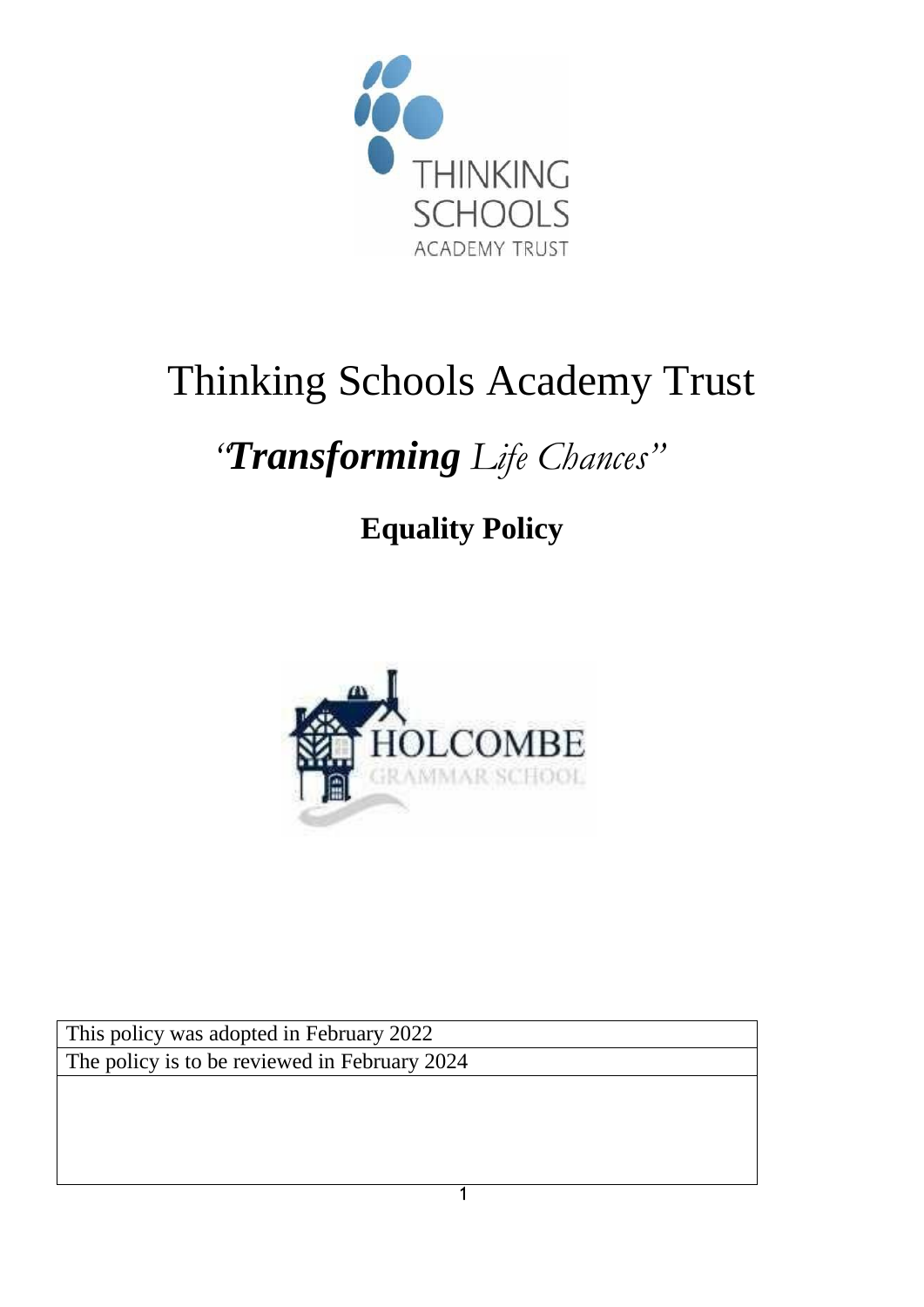# Thinking Schools Academy Trust

*"**Transforming** Life Chances"*

## Equality Policy

| This policy was adopted in February 2022 |
|---|
| The policy is to be reviewed in February 2024 |
| |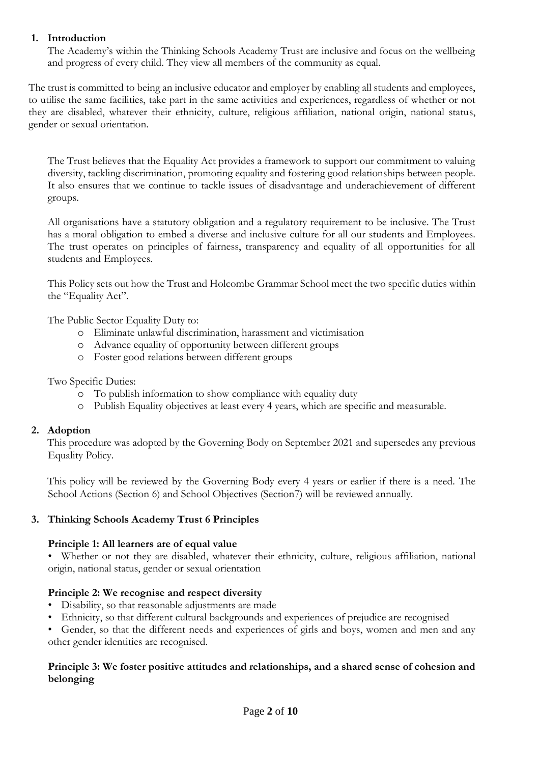## 1. Introduction

The Academy's within the Thinking Schools Academy Trust are inclusive and focus on the wellbeing and progress of every child. They view all members of the community as equal.

The trust is committed to being an inclusive educator and employer by enabling all students and employees, to utilise the same facilities, take part in the same activities and experiences, regardless of whether or not they are disabled, whatever their ethnicity, culture, religious affiliation, national origin, national status, gender or sexual orientation.

The Trust believes that the Equality Act provides a framework to support our commitment to valuing diversity, tackling discrimination, promoting equality and fostering good relationships between people. It also ensures that we continue to tackle issues of disadvantage and underachievement of different groups.

All organisations have a statutory obligation and a regulatory requirement to be inclusive. The Trust has a moral obligation to embed a diverse and inclusive culture for all our students and Employees. The trust operates on principles of fairness, transparency and equality of all opportunities for all students and Employees.

This Policy sets out how the Trust and Holcombe Grammar School meet the two specific duties within the "Equality Act".

The Public Sector Equality Duty to:

- Eliminate unlawful discrimination, harassment and victimisation
- Advance equality of opportunity between different groups
- Foster good relations between different groups

Two Specific Duties:

- To publish information to show compliance with equality duty
- Publish Equality objectives at least every 4 years, which are specific and measurable.

## 2. Adoption

This procedure was adopted by the Governing Body on September 2021 and supersedes any previous Equality Policy.

This policy will be reviewed by the Governing Body every 4 years or earlier if there is a need. The School Actions (Section 6) and School Objectives (Section7) will be reviewed annually.

## 3. Thinking Schools Academy Trust 6 Principles

**Principle 1: All learners are of equal value**

- Whether or not they are disabled, whatever their ethnicity, culture, religious affiliation, national origin, national status, gender or sexual orientation

**Principle 2: We recognise and respect diversity**

- Disability, so that reasonable adjustments are made
- Ethnicity, so that different cultural backgrounds and experiences of prejudice are recognised
- Gender, so that the different needs and experiences of girls and boys, women and men and any other gender identities are recognised.

**Principle 3: We foster positive attitudes and relationships, and a shared sense of cohesion and belonging**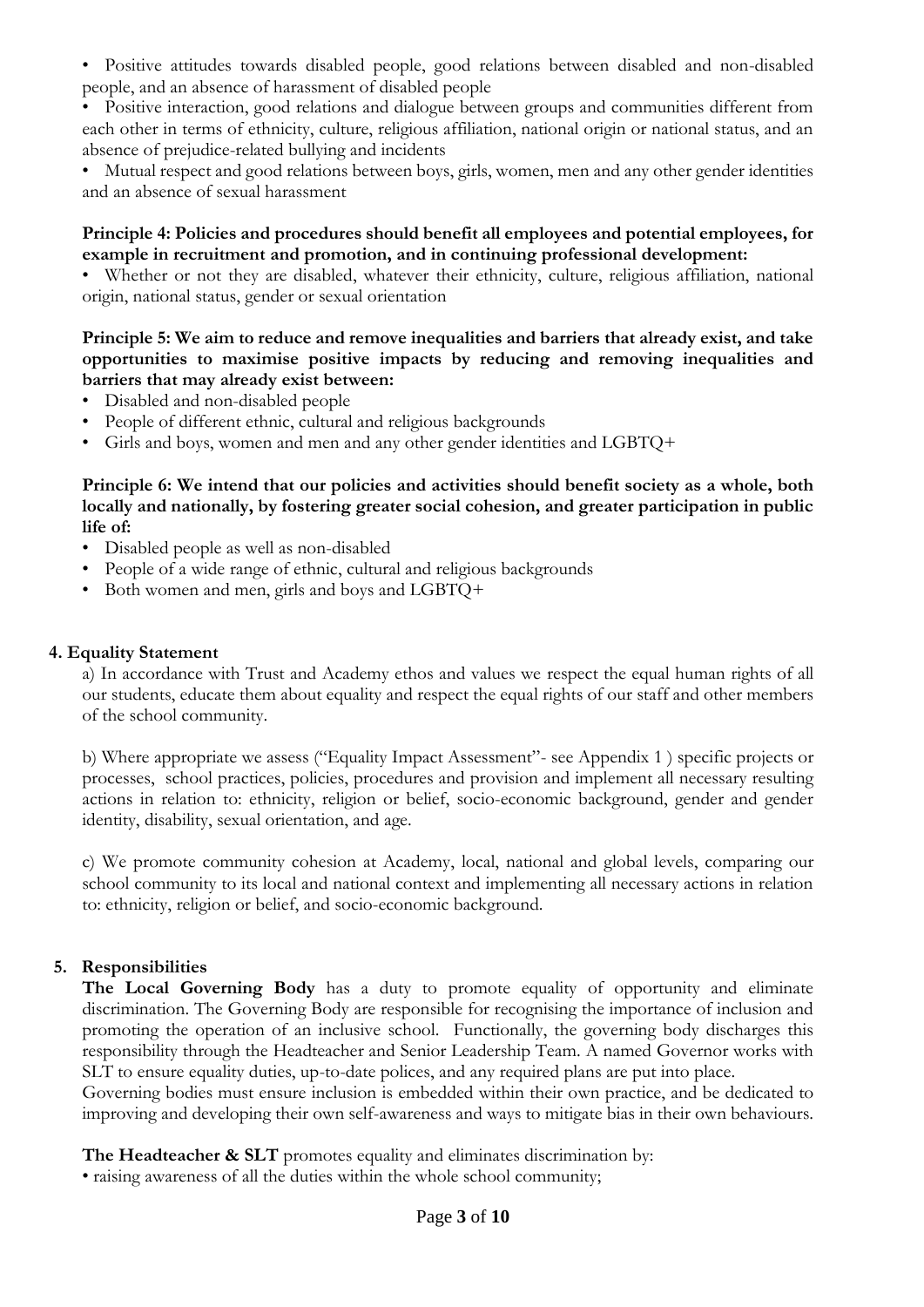- Positive attitudes towards disabled people, good relations between disabled and non-disabled people, and an absence of harassment of disabled people
- Positive interaction, good relations and dialogue between groups and communities different from each other in terms of ethnicity, culture, religious affiliation, national origin or national status, and an absence of prejudice-related bullying and incidents
- Mutual respect and good relations between boys, girls, women, men and any other gender identities and an absence of sexual harassment

**Principle 4: Policies and procedures should benefit all employees and potential employees, for example in recruitment and promotion, and in continuing professional development:**

- Whether or not they are disabled, whatever their ethnicity, culture, religious affiliation, national origin, national status, gender or sexual orientation

**Principle 5: We aim to reduce and remove inequalities and barriers that already exist, and take opportunities to maximise positive impacts by reducing and removing inequalities and barriers that may already exist between:**

- Disabled and non-disabled people
- People of different ethnic, cultural and religious backgrounds
- Girls and boys, women and men and any other gender identities and LGBTQ+

**Principle 6: We intend that our policies and activities should benefit society as a whole, both locally and nationally, by fostering greater social cohesion, and greater participation in public life of:**

- Disabled people as well as non-disabled
- People of a wide range of ethnic, cultural and religious backgrounds
- Both women and men, girls and boys and LGBTQ+

## 4. Equality Statement

a) In accordance with Trust and Academy ethos and values we respect the equal human rights of all our students, educate them about equality and respect the equal rights of our staff and other members of the school community.

b) Where appropriate we assess ("Equality Impact Assessment"- see Appendix 1 ) specific projects or processes, school practices, policies, procedures and provision and implement all necessary resulting actions in relation to: ethnicity, religion or belief, socio-economic background, gender and gender identity, disability, sexual orientation, and age.

c) We promote community cohesion at Academy, local, national and global levels, comparing our school community to its local and national context and implementing all necessary actions in relation to: ethnicity, religion or belief, and socio-economic background.

## 5. Responsibilities

**The Local Governing Body** has a duty to promote equality of opportunity and eliminate discrimination. The Governing Body are responsible for recognising the importance of inclusion and promoting the operation of an inclusive school. Functionally, the governing body discharges this responsibility through the Headteacher and Senior Leadership Team. A named Governor works with SLT to ensure equality duties, up-to-date polices, and any required plans are put into place.
Governing bodies must ensure inclusion is embedded within their own practice, and be dedicated to improving and developing their own self-awareness and ways to mitigate bias in their own behaviours.

**The Headteacher & SLT** promotes equality and eliminates discrimination by:

- raising awareness of all the duties within the whole school community;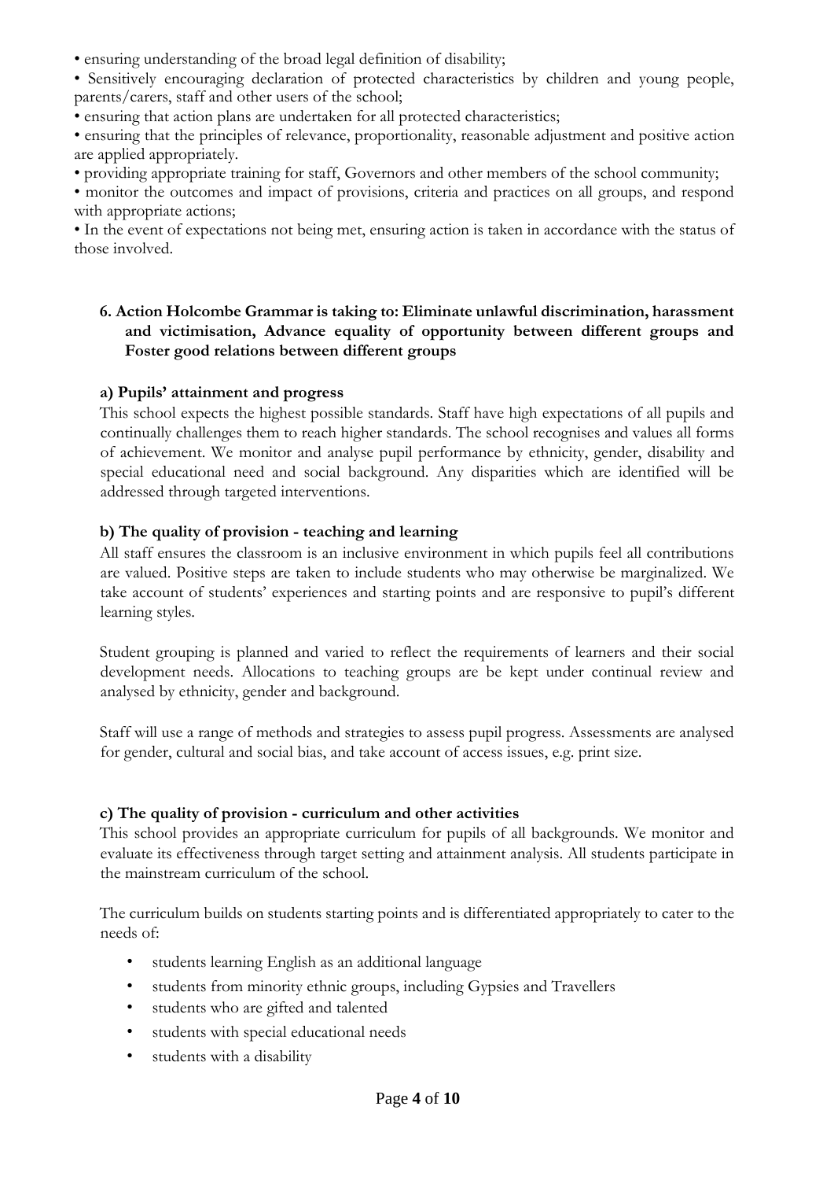- ensuring understanding of the broad legal definition of disability;
- Sensitively encouraging declaration of protected characteristics by children and young people, parents/carers, staff and other users of the school;
- ensuring that action plans are undertaken for all protected characteristics;
- ensuring that the principles of relevance, proportionality, reasonable adjustment and positive action are applied appropriately.
- providing appropriate training for staff, Governors and other members of the school community;
- monitor the outcomes and impact of provisions, criteria and practices on all groups, and respond with appropriate actions;
- In the event of expectations not being met, ensuring action is taken in accordance with the status of those involved.

## 6. Action Holcombe Grammar is taking to: Eliminate unlawful discrimination, harassment and victimisation, Advance equality of opportunity between different groups and Foster good relations between different groups

### a) Pupils' attainment and progress

This school expects the highest possible standards. Staff have high expectations of all pupils and continually challenges them to reach higher standards. The school recognises and values all forms of achievement. We monitor and analyse pupil performance by ethnicity, gender, disability and special educational need and social background. Any disparities which are identified will be addressed through targeted interventions.

### b) The quality of provision - teaching and learning

All staff ensures the classroom is an inclusive environment in which pupils feel all contributions are valued. Positive steps are taken to include students who may otherwise be marginalized. We take account of students' experiences and starting points and are responsive to pupil's different learning styles.

Student grouping is planned and varied to reflect the requirements of learners and their social development needs. Allocations to teaching groups are be kept under continual review and analysed by ethnicity, gender and background.

Staff will use a range of methods and strategies to assess pupil progress. Assessments are analysed for gender, cultural and social bias, and take account of access issues, e.g. print size.

### c) The quality of provision - curriculum and other activities

This school provides an appropriate curriculum for pupils of all backgrounds. We monitor and evaluate its effectiveness through target setting and attainment analysis. All students participate in the mainstream curriculum of the school.

The curriculum builds on students starting points and is differentiated appropriately to cater to the needs of:

- students learning English as an additional language
- students from minority ethnic groups, including Gypsies and Travellers
- students who are gifted and talented
- students with special educational needs
- students with a disability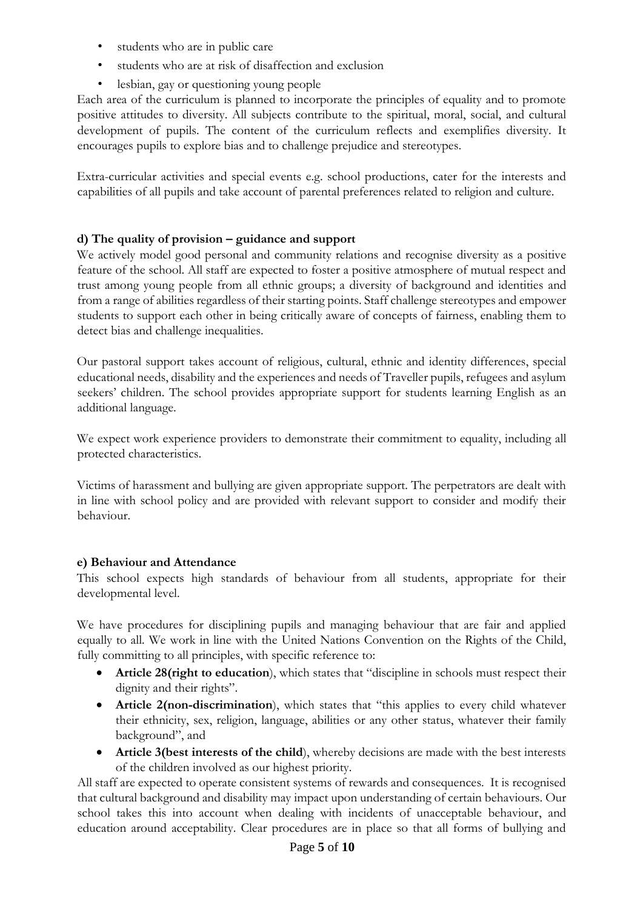- students who are in public care
- students who are at risk of disaffection and exclusion
- lesbian, gay or questioning young people

Each area of the curriculum is planned to incorporate the principles of equality and to promote positive attitudes to diversity. All subjects contribute to the spiritual, moral, social, and cultural development of pupils. The content of the curriculum reflects and exemplifies diversity. It encourages pupils to explore bias and to challenge prejudice and stereotypes.

Extra-curricular activities and special events e.g. school productions, cater for the interests and capabilities of all pupils and take account of parental preferences related to religion and culture.

**d) The quality of provision – guidance and support**

We actively model good personal and community relations and recognise diversity as a positive feature of the school. All staff are expected to foster a positive atmosphere of mutual respect and trust among young people from all ethnic groups; a diversity of background and identities and from a range of abilities regardless of their starting points. Staff challenge stereotypes and empower students to support each other in being critically aware of concepts of fairness, enabling them to detect bias and challenge inequalities.

Our pastoral support takes account of religious, cultural, ethnic and identity differences, special educational needs, disability and the experiences and needs of Traveller pupils, refugees and asylum seekers' children. The school provides appropriate support for students learning English as an additional language.

We expect work experience providers to demonstrate their commitment to equality, including all protected characteristics.

Victims of harassment and bullying are given appropriate support. The perpetrators are dealt with in line with school policy and are provided with relevant support to consider and modify their behaviour.

**e) Behaviour and Attendance**

This school expects high standards of behaviour from all students, appropriate for their developmental level.

We have procedures for disciplining pupils and managing behaviour that are fair and applied equally to all. We work in line with the United Nations Convention on the Rights of the Child, fully committing to all principles, with specific reference to:

- **Article 28(right to education**), which states that "discipline in schools must respect their dignity and their rights".
- **Article 2(non-discrimination**), which states that "this applies to every child whatever their ethnicity, sex, religion, language, abilities or any other status, whatever their family background", and
- **Article 3(best interests of the child**), whereby decisions are made with the best interests of the children involved as our highest priority.

All staff are expected to operate consistent systems of rewards and consequences. It is recognised that cultural background and disability may impact upon understanding of certain behaviours. Our school takes this into account when dealing with incidents of unacceptable behaviour, and education around acceptability. Clear procedures are in place so that all forms of bullying and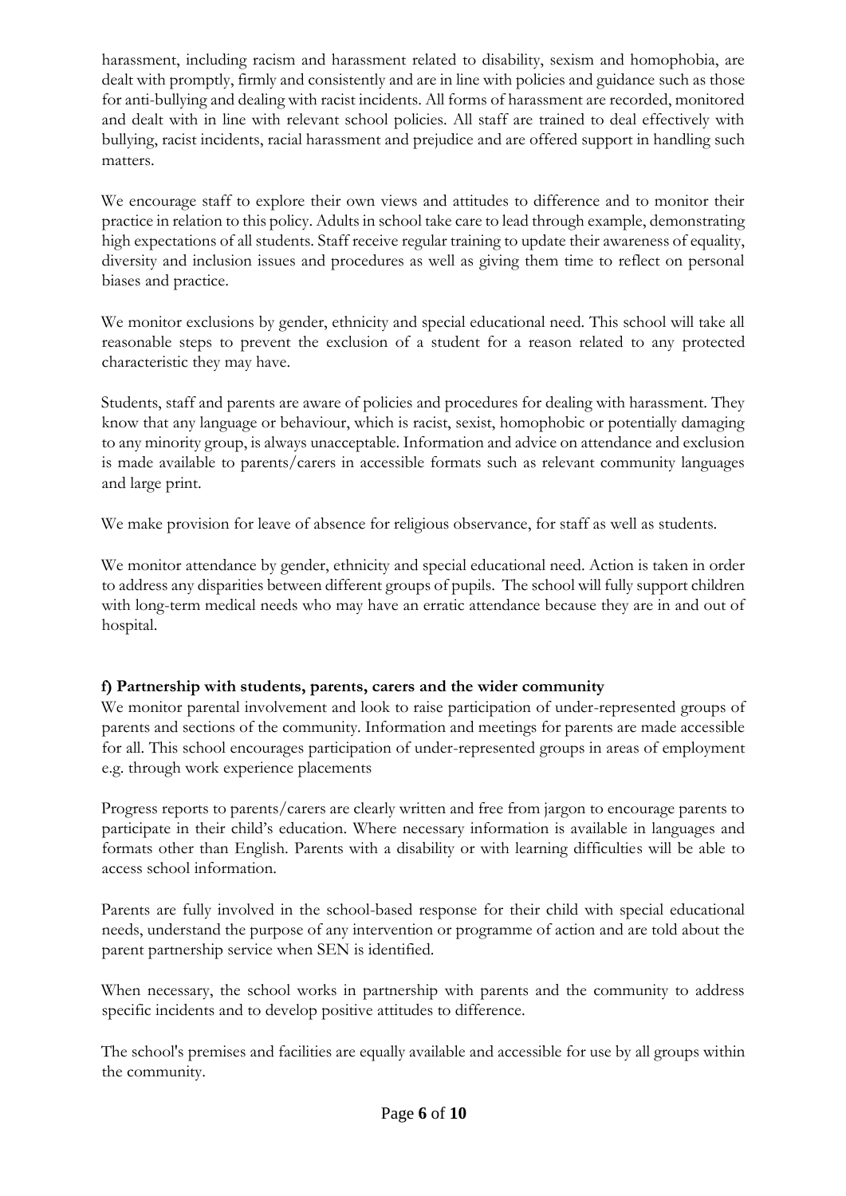harassment, including racism and harassment related to disability, sexism and homophobia, are dealt with promptly, firmly and consistently and are in line with policies and guidance such as those for anti-bullying and dealing with racist incidents. All forms of harassment are recorded, monitored and dealt with in line with relevant school policies. All staff are trained to deal effectively with bullying, racist incidents, racial harassment and prejudice and are offered support in handling such matters.

We encourage staff to explore their own views and attitudes to difference and to monitor their practice in relation to this policy. Adults in school take care to lead through example, demonstrating high expectations of all students. Staff receive regular training to update their awareness of equality, diversity and inclusion issues and procedures as well as giving them time to reflect on personal biases and practice.

We monitor exclusions by gender, ethnicity and special educational need. This school will take all reasonable steps to prevent the exclusion of a student for a reason related to any protected characteristic they may have.

Students, staff and parents are aware of policies and procedures for dealing with harassment. They know that any language or behaviour, which is racist, sexist, homophobic or potentially damaging to any minority group, is always unacceptable. Information and advice on attendance and exclusion is made available to parents/carers in accessible formats such as relevant community languages and large print.

We make provision for leave of absence for religious observance, for staff as well as students.

We monitor attendance by gender, ethnicity and special educational need. Action is taken in order to address any disparities between different groups of pupils. The school will fully support children with long-term medical needs who may have an erratic attendance because they are in and out of hospital.

**f) Partnership with students, parents, carers and the wider community**

We monitor parental involvement and look to raise participation of under-represented groups of parents and sections of the community. Information and meetings for parents are made accessible for all. This school encourages participation of under-represented groups in areas of employment e.g. through work experience placements

Progress reports to parents/carers are clearly written and free from jargon to encourage parents to participate in their child's education. Where necessary information is available in languages and formats other than English. Parents with a disability or with learning difficulties will be able to access school information.

Parents are fully involved in the school-based response for their child with special educational needs, understand the purpose of any intervention or programme of action and are told about the parent partnership service when SEN is identified.

When necessary, the school works in partnership with parents and the community to address specific incidents and to develop positive attitudes to difference.

The school's premises and facilities are equally available and accessible for use by all groups within the community.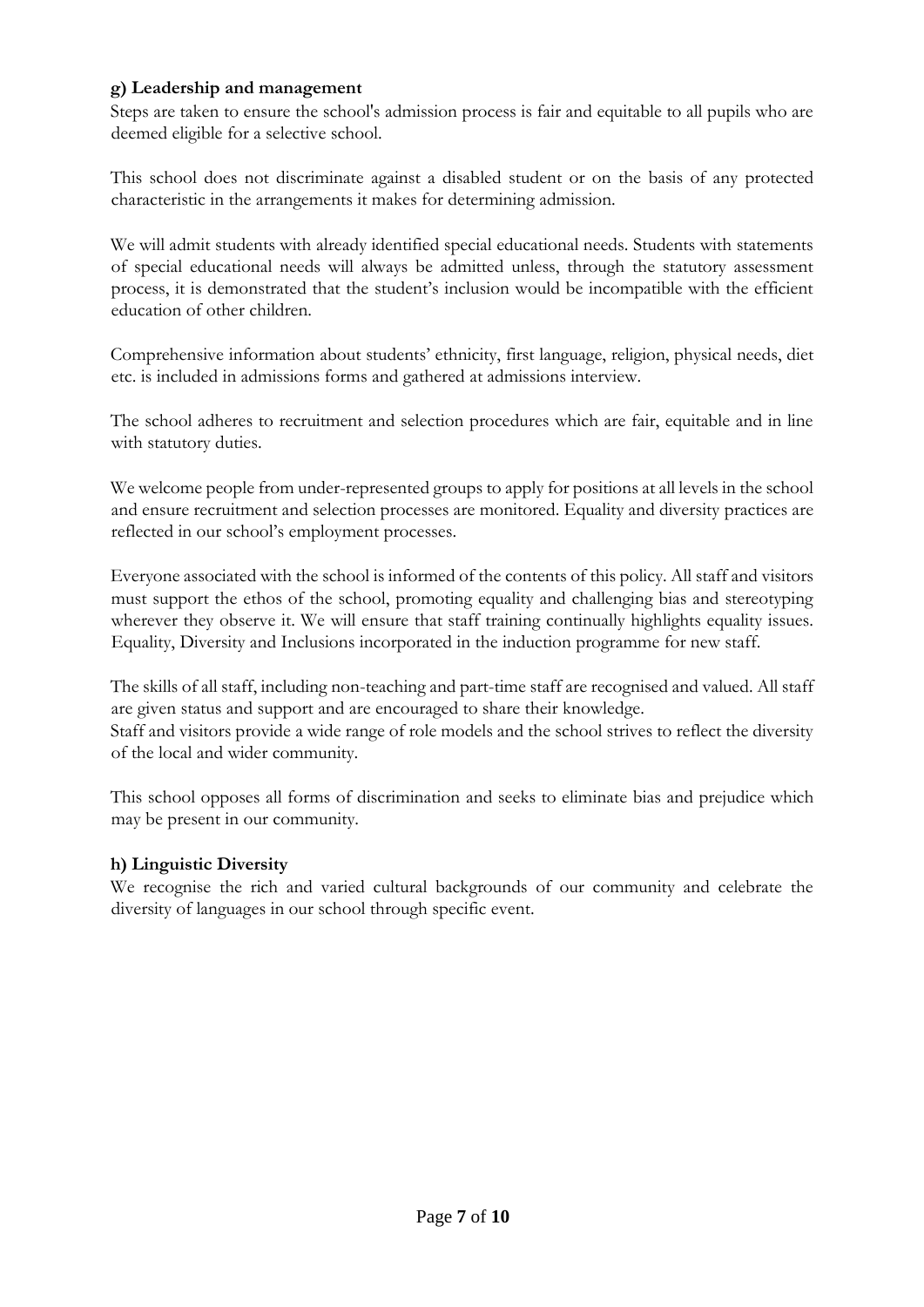**g) Leadership and management**

Steps are taken to ensure the school's admission process is fair and equitable to all pupils who are deemed eligible for a selective school.

This school does not discriminate against a disabled student or on the basis of any protected characteristic in the arrangements it makes for determining admission.

We will admit students with already identified special educational needs. Students with statements of special educational needs will always be admitted unless, through the statutory assessment process, it is demonstrated that the student's inclusion would be incompatible with the efficient education of other children.

Comprehensive information about students' ethnicity, first language, religion, physical needs, diet etc. is included in admissions forms and gathered at admissions interview.

The school adheres to recruitment and selection procedures which are fair, equitable and in line with statutory duties.

We welcome people from under-represented groups to apply for positions at all levels in the school and ensure recruitment and selection processes are monitored. Equality and diversity practices are reflected in our school's employment processes.

Everyone associated with the school is informed of the contents of this policy. All staff and visitors must support the ethos of the school, promoting equality and challenging bias and stereotyping wherever they observe it. We will ensure that staff training continually highlights equality issues. Equality, Diversity and Inclusions incorporated in the induction programme for new staff.

The skills of all staff, including non-teaching and part-time staff are recognised and valued. All staff are given status and support and are encouraged to share their knowledge.
Staff and visitors provide a wide range of role models and the school strives to reflect the diversity of the local and wider community.

This school opposes all forms of discrimination and seeks to eliminate bias and prejudice which may be present in our community.

**h) Linguistic Diversity**

We recognise the rich and varied cultural backgrounds of our community and celebrate the diversity of languages in our school through specific event.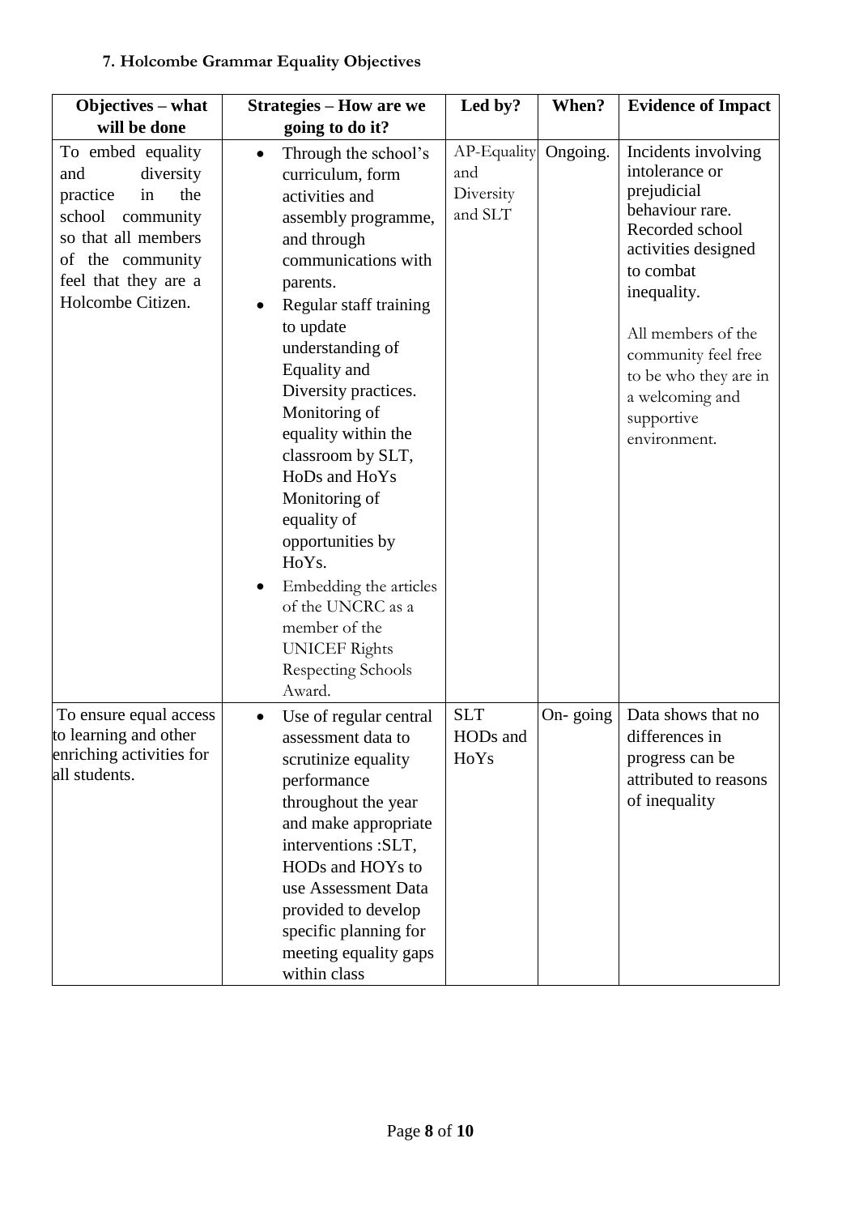### 7. Holcombe Grammar Equality Objectives

| Objectives – what will be done | Strategies – How are we going to do it? | Led by? | When? | Evidence of Impact |
|---|---|---|---|---|
| To embed equality and diversity practice in the school community so that all members of the community feel that they are a Holcombe Citizen. | • Through the school's curriculum, form activities and assembly programme, and through communications with parents.<br>• Regular staff training to update understanding of Equality and Diversity practices. Monitoring of equality within the classroom by SLT, HoDs and HoYs Monitoring of equality of opportunities by HoYs.<br>• Embedding the articles of the UNCRC as a member of the UNICEF Rights Respecting Schools Award. | AP-Equality and Diversity and SLT | Ongoing. | Incidents involving intolerance or prejudicial behaviour rare. Recorded school activities designed to combat inequality.<br><br>All members of the community feel free to be who they are in a welcoming and supportive environment. |
| To ensure equal access to learning and other enriching activities for all students. | • Use of regular central assessment data to scrutinize equality performance throughout the year and make appropriate interventions :SLT, HODs and HOYs to use Assessment Data provided to develop specific planning for meeting equality gaps within class | SLT HODs and HoYs | On- going | Data shows that no differences in progress can be attributed to reasons of inequality |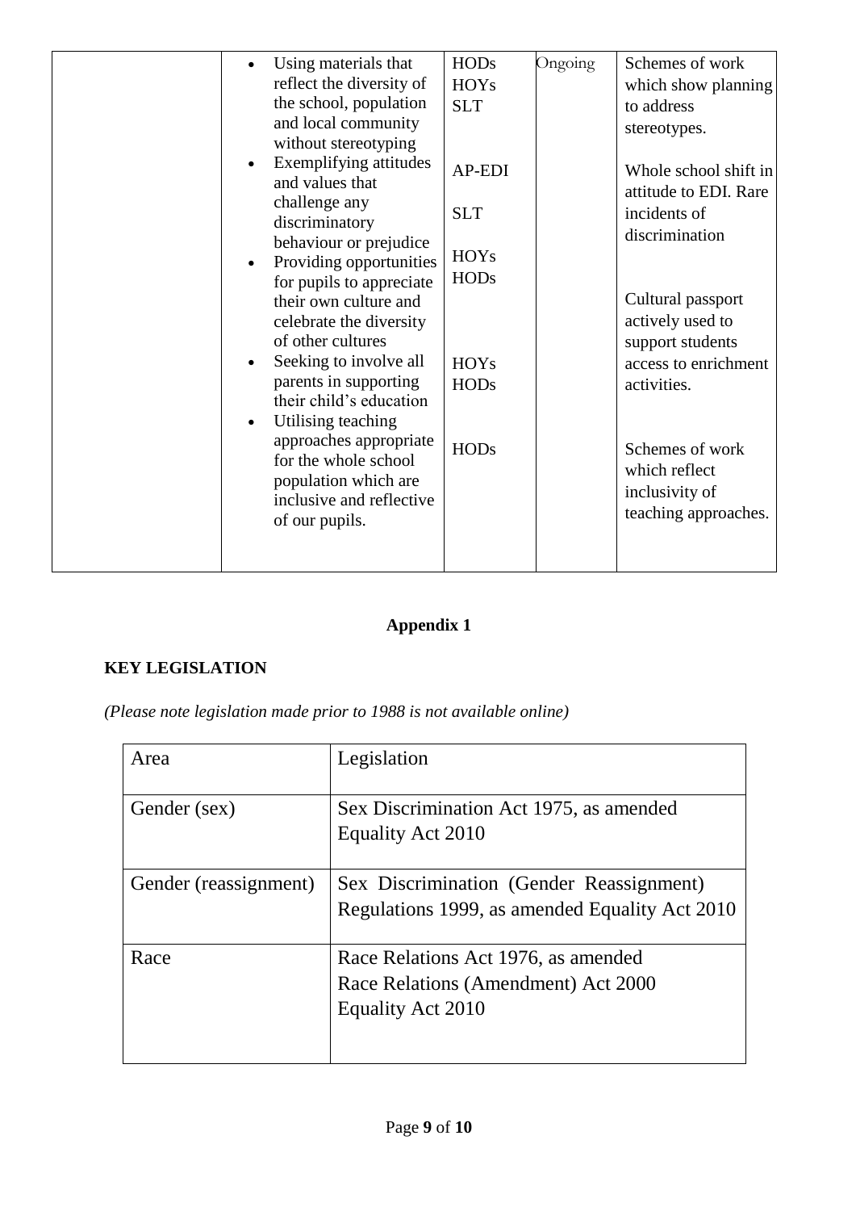|  | <ul><li>Using materials that reflect the diversity of the school, population and local community without stereotyping</li><li>Exemplifying attitudes and values that challenge any discriminatory behaviour or prejudice</li><li>Providing opportunities for pupils to appreciate their own culture and celebrate the diversity of other cultures</li><li>Seeking to involve all parents in supporting their child's education</li><li>Utilising teaching approaches appropriate for the whole school population which are inclusive and reflective of our pupils.</li></ul> | HODs<br>HOYs<br>SLT<br><br>AP-EDI<br><br>SLT<br><br>HOYs<br>HODs<br><br>HOYs<br>HODs<br><br>HODs | Ongoing | Schemes of work which show planning to address stereotypes.<br><br>Whole school shift in attitude to EDI. Rare incidents of discrimination<br><br>Cultural passport actively used to support students access to enrichment activities.<br><br>Schemes of work which reflect inclusivity of teaching approaches. |
|---|---|---|---|---|

## Appendix 1

**KEY LEGISLATION**

*(Please note legislation made prior to 1988 is not available online)*

| Area | Legislation |
|---|---|
| Gender (sex) | Sex Discrimination Act 1975, as amended<br>Equality Act 2010 |
| Gender (reassignment) | Sex Discrimination (Gender Reassignment) Regulations 1999, as amended Equality Act 2010 |
| Race | Race Relations Act 1976, as amended<br>Race Relations (Amendment) Act 2000<br>Equality Act 2010 |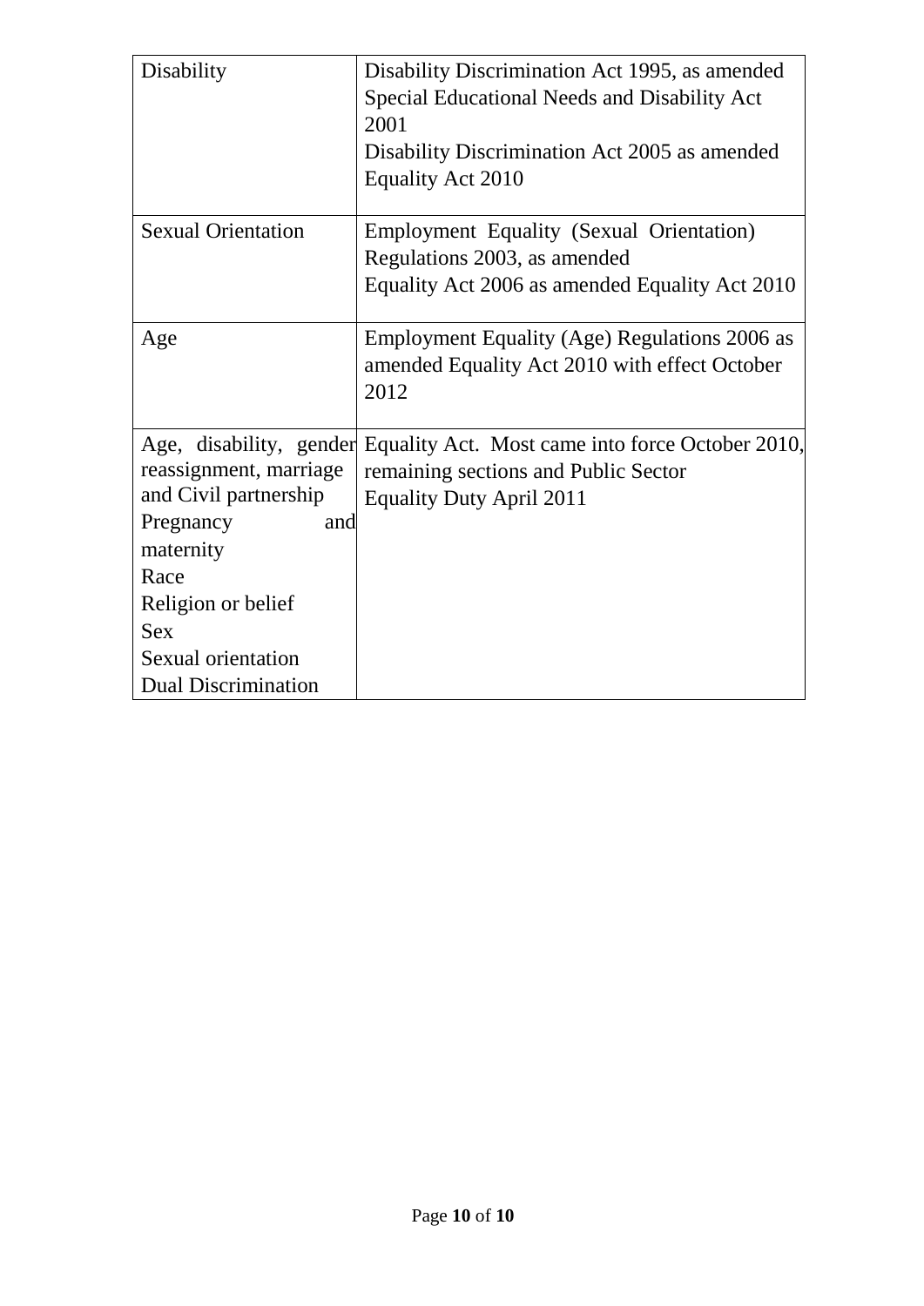| | |
|---|---|
| Disability | Disability Discrimination Act 1995, as amended<br>Special Educational Needs and Disability Act 2001<br>Disability Discrimination Act 2005 as amended Equality Act 2010 |
| Sexual Orientation | Employment Equality (Sexual Orientation) Regulations 2003, as amended<br>Equality Act 2006 as amended Equality Act 2010 |
| Age | Employment Equality (Age) Regulations 2006 as amended Equality Act 2010 with effect October 2012 |
| Age, disability, gender reassignment, marriage and Civil partnership<br>Pregnancy and maternity<br>Race<br>Religion or belief<br>Sex<br>Sexual orientation<br>Dual Discrimination | Equality Act. Most came into force October 2010, remaining sections and Public Sector Equality Duty April 2011 |